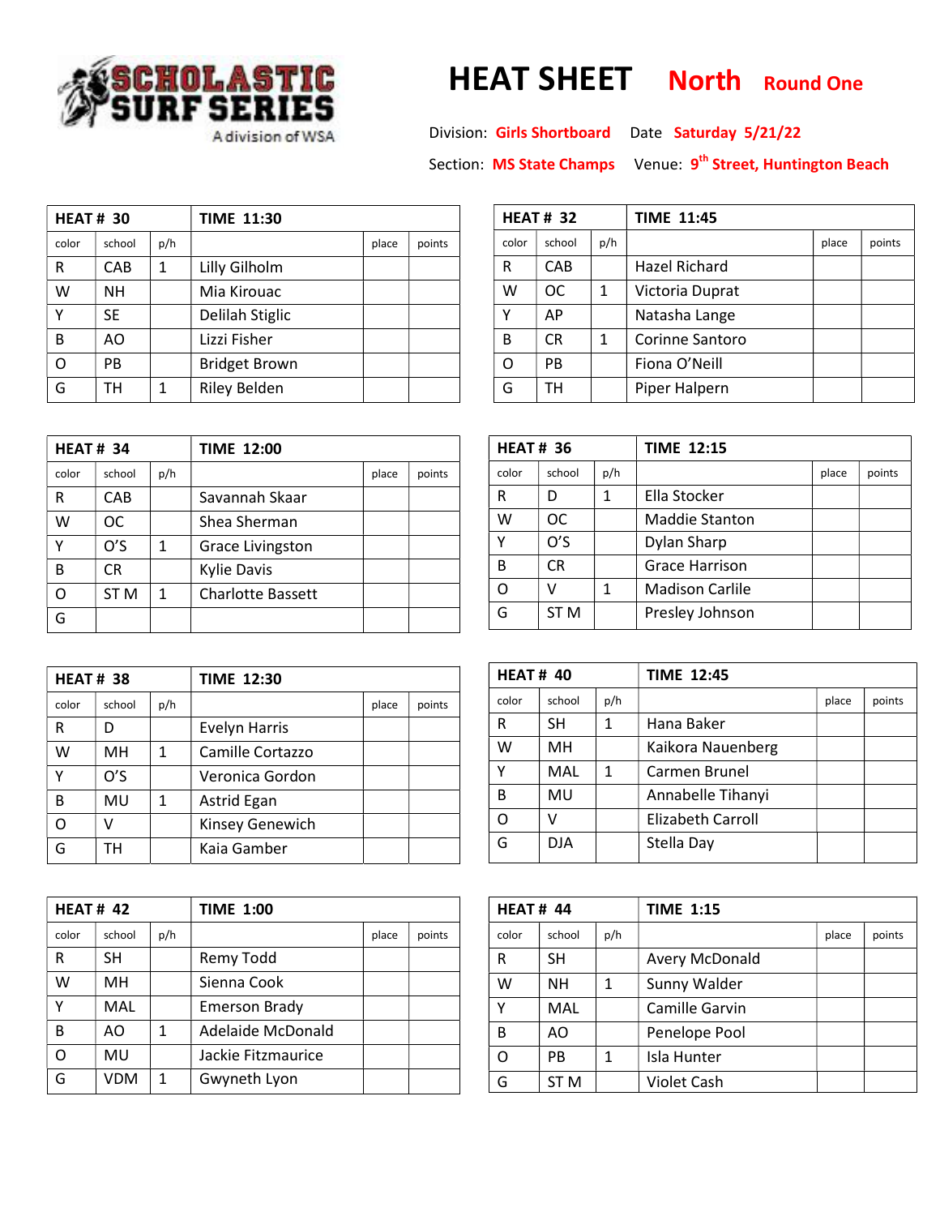SCHOLASTIC SURF SERIES
A division of WSA

# HEAT SHEET North Round One

Division: **Girls Shortboard** Date **Saturday 5/21/22**

Section: **MS State Champs** Venue: **9th Street, Huntington Beach**

| HEAT # 30 | | | TIME 11:30 | | |
|---|---|---|---|---|---|
| color | school | p/h | | place | points |
| R | CAB | 1 | Lilly Gilholm | | |
| W | NH | | Mia Kirouac | | |
| Y | SE | | Delilah Stiglic | | |
| B | AO | | Lizzi Fisher | | |
| O | PB | | Bridget Brown | | |
| G | TH | 1 | Riley Belden | | |

| HEAT # 32 | | | TIME 11:45 | | |
|---|---|---|---|---|---|
| color | school | p/h | | place | points |
| R | CAB | | Hazel Richard | | |
| W | OC | 1 | Victoria Duprat | | |
| Y | AP | | Natasha Lange | | |
| B | CR | 1 | Corinne Santoro | | |
| O | PB | | Fiona O'Neill | | |
| G | TH | | Piper Halpern | | |

| HEAT # 34 | | | TIME 12:00 | | |
|---|---|---|---|---|---|
| color | school | p/h | | place | points |
| R | CAB | | Savannah Skaar | | |
| W | OC | | Shea Sherman | | |
| Y | O'S | 1 | Grace Livingston | | |
| B | CR | | Kylie Davis | | |
| O | ST M | 1 | Charlotte Bassett | | |
| G | | | | | |

| HEAT # 36 | | | TIME 12:15 | | |
|---|---|---|---|---|---|
| color | school | p/h | | place | points |
| R | D | 1 | Ella Stocker | | |
| W | OC | | Maddie Stanton | | |
| Y | O'S | | Dylan Sharp | | |
| B | CR | | Grace Harrison | | |
| O | V | 1 | Madison Carlile | | |
| G | ST M | | Presley Johnson | | |

| HEAT # 38 | | | TIME 12:30 | | |
|---|---|---|---|---|---|
| color | school | p/h | | place | points |
| R | D | | Evelyn Harris | | |
| W | MH | 1 | Camille Cortazzo | | |
| Y | O'S | | Veronica Gordon | | |
| B | MU | 1 | Astrid Egan | | |
| O | V | | Kinsey Genewich | | |
| G | TH | | Kaia Gamber | | |

| HEAT # 40 | | | TIME 12:45 | | |
|---|---|---|---|---|---|
| color | school | p/h | | place | points |
| R | SH | 1 | Hana Baker | | |
| W | MH | | Kaikora Nauenberg | | |
| Y | MAL | 1 | Carmen Brunel | | |
| B | MU | | Annabelle Tihanyi | | |
| O | V | | Elizabeth Carroll | | |
| G | DJA | | Stella Day | | |

| HEAT # 42 | | | TIME 1:00 | | |
|---|---|---|---|---|---|
| color | school | p/h | | place | points |
| R | SH | | Remy Todd | | |
| W | MH | | Sienna Cook | | |
| Y | MAL | | Emerson Brady | | |
| B | AO | 1 | Adelaide McDonald | | |
| O | MU | | Jackie Fitzmaurice | | |
| G | VDM | 1 | Gwyneth Lyon | | |

| HEAT # 44 | | | TIME 1:15 | | |
|---|---|---|---|---|---|
| color | school | p/h | | place | points |
| R | SH | | Avery McDonald | | |
| W | NH | 1 | Sunny Walder | | |
| Y | MAL | | Camille Garvin | | |
| B | AO | | Penelope Pool | | |
| O | PB | 1 | Isla Hunter | | |
| G | ST M | | Violet Cash | | |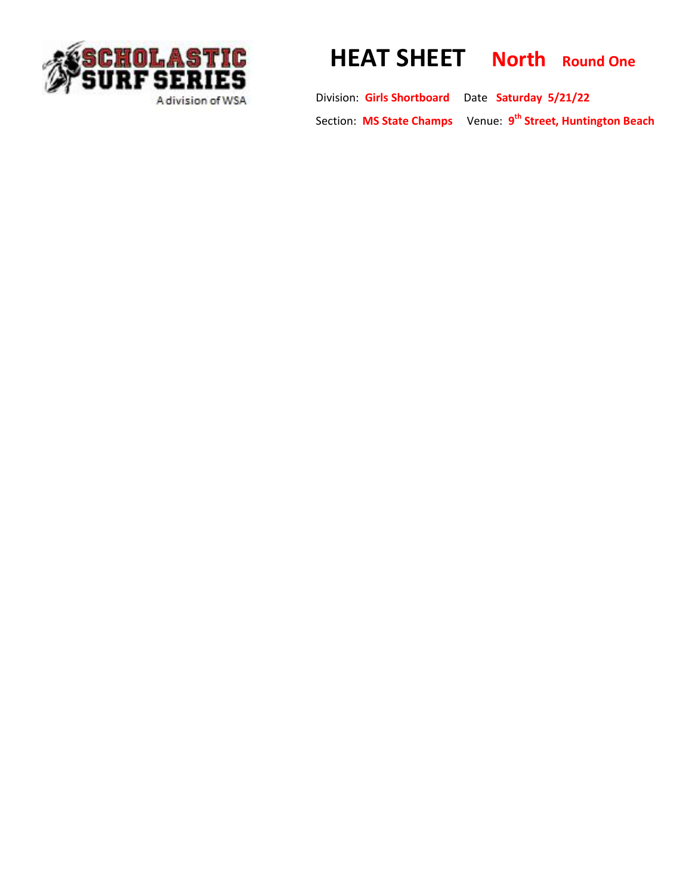SCHOLASTIC SURF SERIES

A division of WSA

# HEAT SHEET **North** **Round One**

Division: **Girls Shortboard** Date **Saturday 5/21/22**

Section: **MS State Champs** Venue: **9th Street, Huntington Beach**